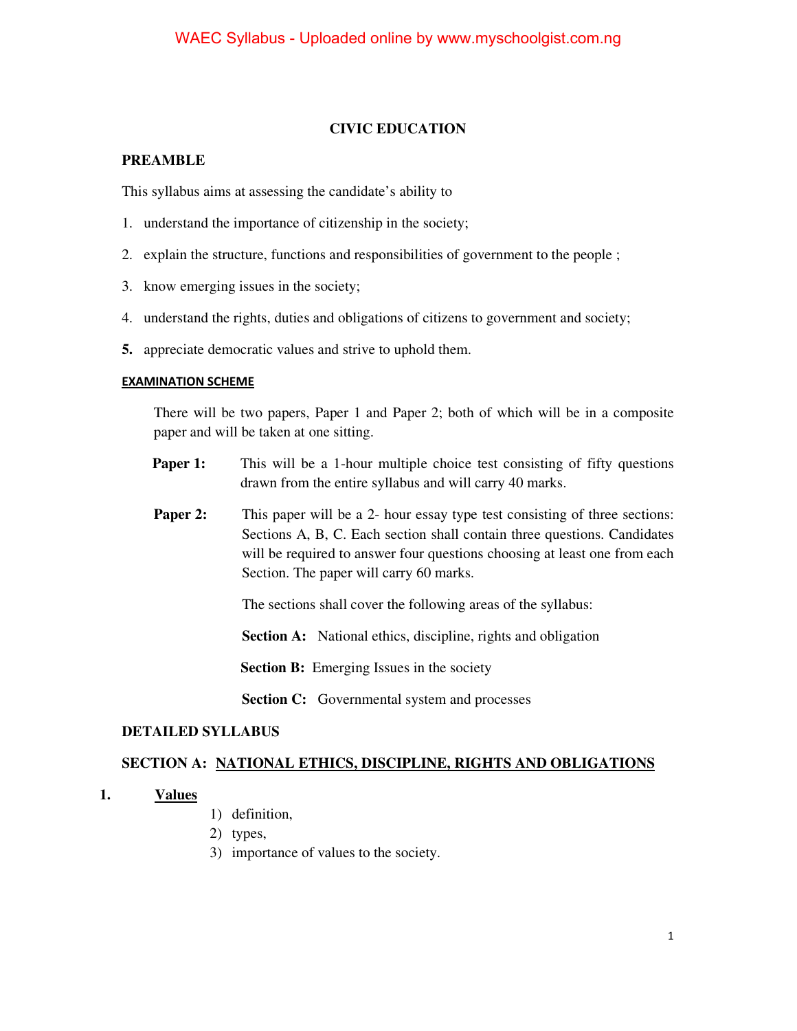# CIVIC EDUCATION

## PREAMBLE

This syllabus aims at assessing the candidate's ability to

1. understand the importance of citizenship in the society;
2. explain the structure, functions and responsibilities of government to the people ;
3. know emerging issues in the society;
4. understand the rights, duties and obligations of citizens to government and society;
5. appreciate democratic values and strive to uphold them.

## EXAMINATION SCHEME

There will be two papers, Paper 1 and Paper 2; both of which will be in a composite paper and will be taken at one sitting.

**Paper 1:** This will be a 1-hour multiple choice test consisting of fifty questions drawn from the entire syllabus and will carry 40 marks.

**Paper 2:** This paper will be a 2- hour essay type test consisting of three sections: Sections A, B, C. Each section shall contain three questions. Candidates will be required to answer four questions choosing at least one from each Section. The paper will carry 60 marks.

The sections shall cover the following areas of the syllabus:

**Section A:** National ethics, discipline, rights and obligation

**Section B:** Emerging Issues in the society

**Section C:** Governmental system and processes

## DETAILED SYLLABUS

### SECTION A: NATIONAL ETHICS, DISCIPLINE, RIGHTS AND OBLIGATIONS

**1. Values**

1) definition,
2) types,
3) importance of values to the society.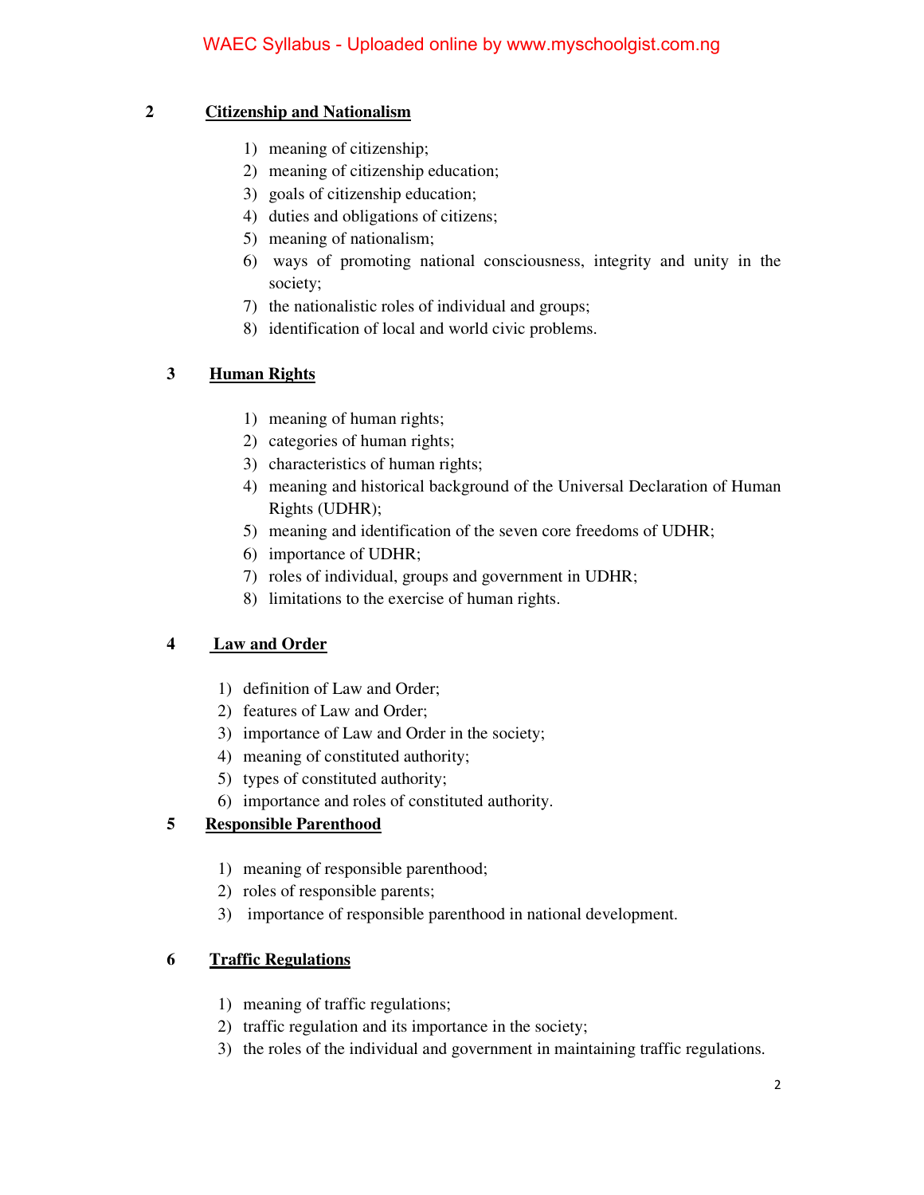## 2 Citizenship and Nationalism

1) meaning of citizenship;
2) meaning of citizenship education;
3) goals of citizenship education;
4) duties and obligations of citizens;
5) meaning of nationalism;
6) ways of promoting national consciousness, integrity and unity in the society;
7) the nationalistic roles of individual and groups;
8) identification of local and world civic problems.

## 3 Human Rights

1) meaning of human rights;
2) categories of human rights;
3) characteristics of human rights;
4) meaning and historical background of the Universal Declaration of Human Rights (UDHR);
5) meaning and identification of the seven core freedoms of UDHR;
6) importance of UDHR;
7) roles of individual, groups and government in UDHR;
8) limitations to the exercise of human rights.

## 4 Law and Order

1) definition of Law and Order;
2) features of Law and Order;
3) importance of Law and Order in the society;
4) meaning of constituted authority;
5) types of constituted authority;
6) importance and roles of constituted authority.

## 5 Responsible Parenthood

1) meaning of responsible parenthood;
2) roles of responsible parents;
3) importance of responsible parenthood in national development.

## 6 Traffic Regulations

1) meaning of traffic regulations;
2) traffic regulation and its importance in the society;
3) the roles of the individual and government in maintaining traffic regulations.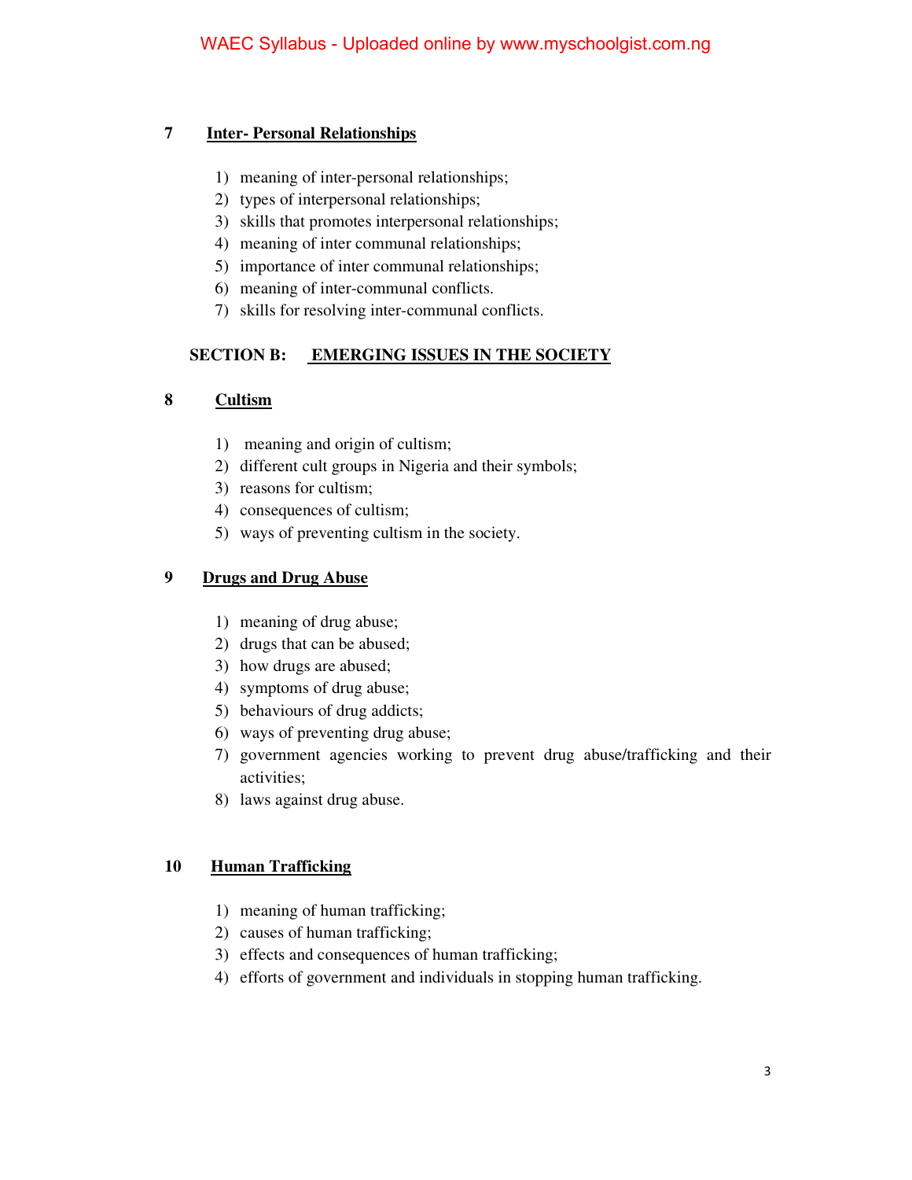## 7 Inter- Personal Relationships

1) meaning of inter-personal relationships;
2) types of interpersonal relationships;
3) skills that promotes interpersonal relationships;
4) meaning of inter communal relationships;
5) importance of inter communal relationships;
6) meaning of inter-communal conflicts.
7) skills for resolving inter-communal conflicts.

# SECTION B: EMERGING ISSUES IN THE SOCIETY

## 8 Cultism

1) meaning and origin of cultism;
2) different cult groups in Nigeria and their symbols;
3) reasons for cultism;
4) consequences of cultism;
5) ways of preventing cultism in the society.

## 9 Drugs and Drug Abuse

1) meaning of drug abuse;
2) drugs that can be abused;
3) how drugs are abused;
4) symptoms of drug abuse;
5) behaviours of drug addicts;
6) ways of preventing drug abuse;
7) government agencies working to prevent drug abuse/trafficking and their activities;
8) laws against drug abuse.

## 10 Human Trafficking

1) meaning of human trafficking;
2) causes of human trafficking;
3) effects and consequences of human trafficking;
4) efforts of government and individuals in stopping human trafficking.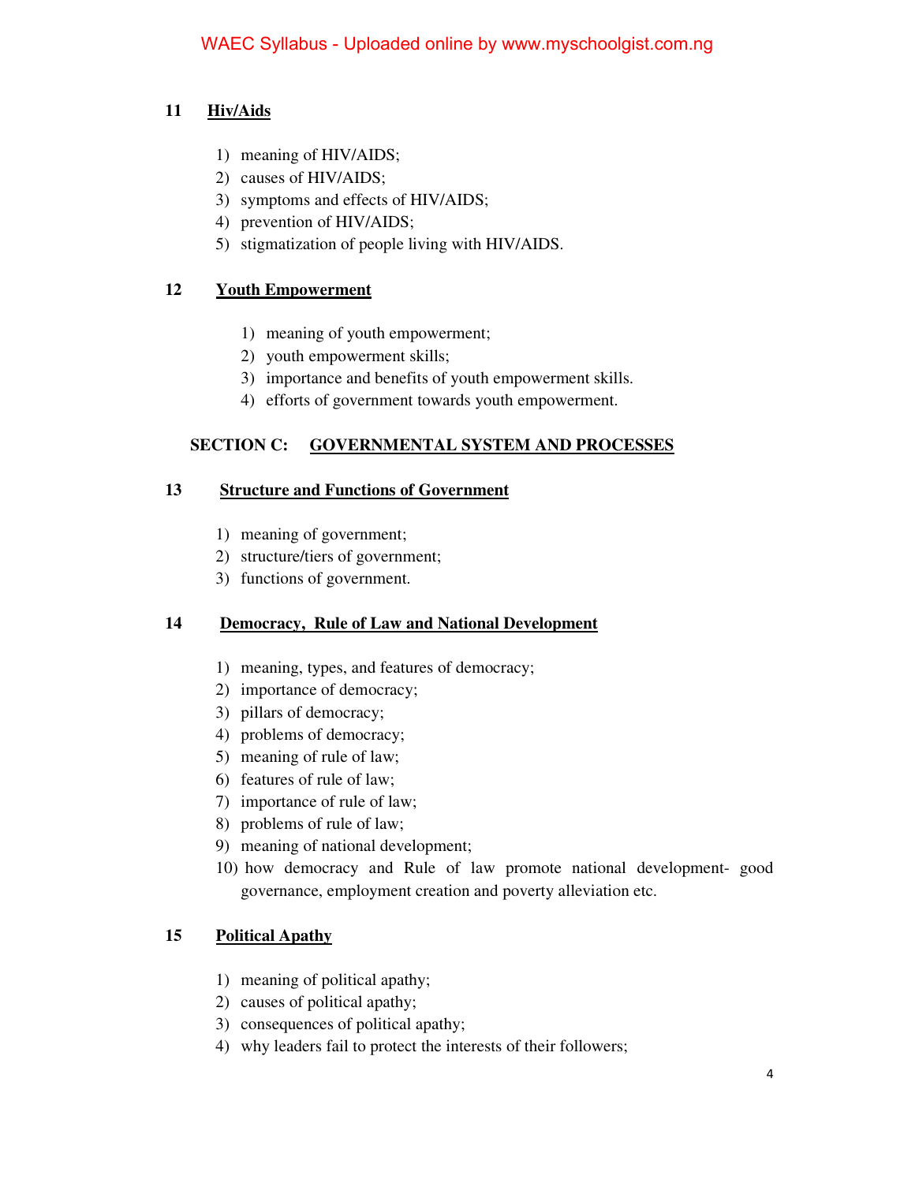### 11 Hiv/Aids

1) meaning of HIV/AIDS;
2) causes of HIV/AIDS;
3) symptoms and effects of HIV/AIDS;
4) prevention of HIV/AIDS;
5) stigmatization of people living with HIV/AIDS.

### 12 Youth Empowerment

1) meaning of youth empowerment;
2) youth empowerment skills;
3) importance and benefits of youth empowerment skills.
4) efforts of government towards youth empowerment.

## SECTION C: GOVERNMENTAL SYSTEM AND PROCESSES

### 13 Structure and Functions of Government

1) meaning of government;
2) structure/tiers of government;
3) functions of government.

### 14 Democracy, Rule of Law and National Development

1) meaning, types, and features of democracy;
2) importance of democracy;
3) pillars of democracy;
4) problems of democracy;
5) meaning of rule of law;
6) features of rule of law;
7) importance of rule of law;
8) problems of rule of law;
9) meaning of national development;
10) how democracy and Rule of law promote national development- good governance, employment creation and poverty alleviation etc.

### 15 Political Apathy

1) meaning of political apathy;
2) causes of political apathy;
3) consequences of political apathy;
4) why leaders fail to protect the interests of their followers;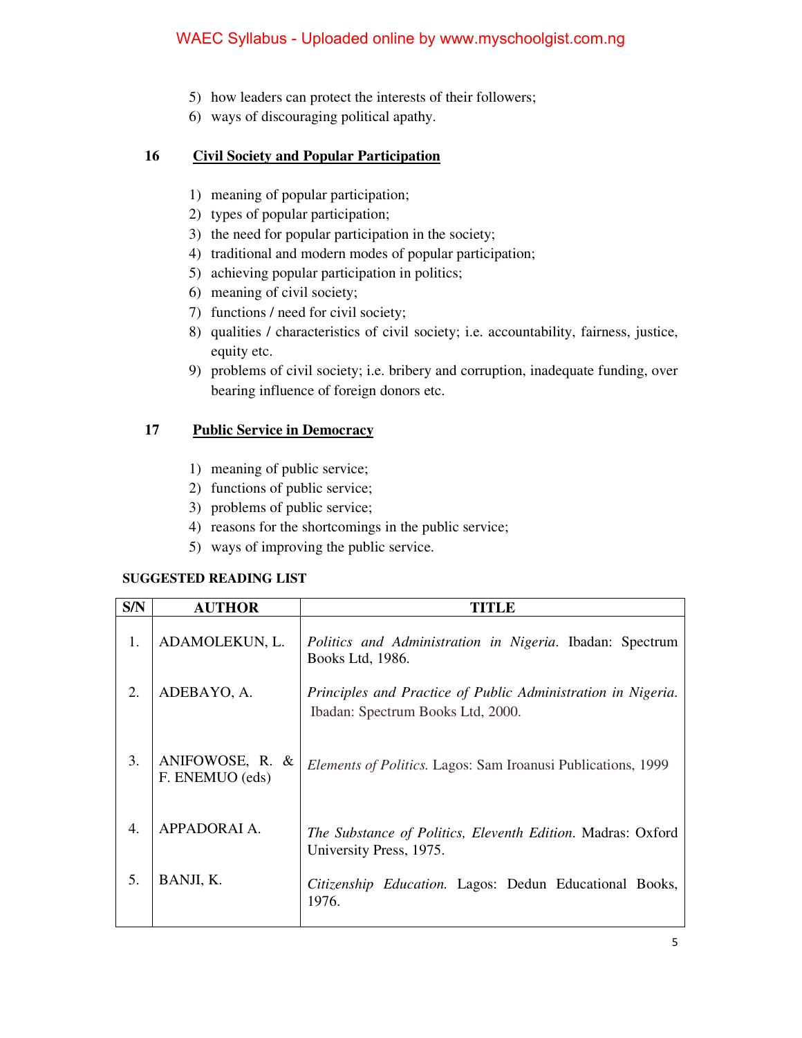5) how leaders can protect the interests of their followers;
6) ways of discouraging political apathy.

## 16 Civil Society and Popular Participation

1) meaning of popular participation;
2) types of popular participation;
3) the need for popular participation in the society;
4) traditional and modern modes of popular participation;
5) achieving popular participation in politics;
6) meaning of civil society;
7) functions / need for civil society;
8) qualities / characteristics of civil society; i.e. accountability, fairness, justice, equity etc.
9) problems of civil society; i.e. bribery and corruption, inadequate funding, over bearing influence of foreign donors etc.

## 17 Public Service in Democracy

1) meaning of public service;
2) functions of public service;
3) problems of public service;
4) reasons for the shortcomings in the public service;
5) ways of improving the public service.

**SUGGESTED READING LIST**

| S/N | AUTHOR | TITLE |
|---|---|---|
| 1. | ADAMOLEKUN, L. | *Politics and Administration in Nigeria*. Ibadan: Spectrum Books Ltd, 1986. |
| 2. | ADEBAYO, A. | *Principles and Practice of Public Administration in Nigeria*. Ibadan: Spectrum Books Ltd, 2000. |
| 3. | ANIFOWOSE, R. & F. ENEMUO (eds) | *Elements of Politics.* Lagos: Sam Iroanusi Publications, 1999 |
| 4. | APPADORAI A. | *The Substance of Politics, Eleventh Edition*. Madras: Oxford University Press, 1975. |
| 5. | BANJI, K. | *Citizenship Education.* Lagos: Dedun Educational Books, 1976. |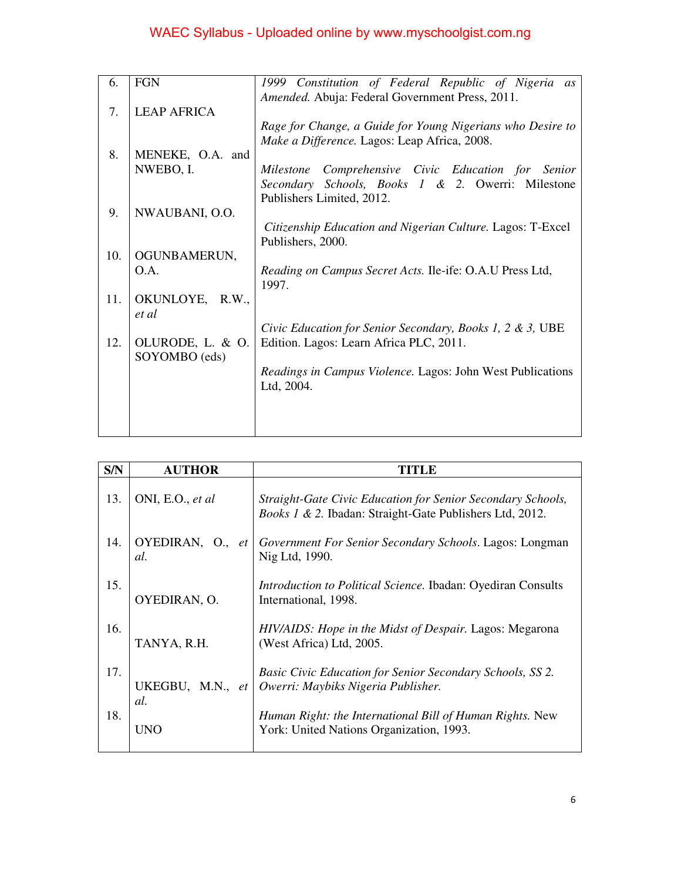| | | |
|---|---|---|
| 6. | FGN | *1999 Constitution of Federal Republic of Nigeria as Amended.* Abuja: Federal Government Press, 2011. |
| 7. | LEAP AFRICA | *Rage for Change, a Guide for Young Nigerians who Desire to Make a Difference.* Lagos: Leap Africa, 2008. |
| 8. | MENEKE, O.A. and NWEBO, I. | *Milestone Comprehensive Civic Education for Senior Secondary Schools, Books 1 & 2.* Owerri: Milestone Publishers Limited, 2012. |
| 9. | NWAUBANI, O.O. | *Citizenship Education and Nigerian Culture.* Lagos: T-Excel Publishers, 2000. |
| 10. | OGUNBAMERUN, O.A. | *Reading on Campus Secret Acts.* Ile-ife: O.A.U Press Ltd, 1997. |
| 11. | OKUNLOYE, R.W., *et al* | *Civic Education for Senior Secondary, Books 1, 2 & 3,* UBE Edition. Lagos: Learn Africa PLC, 2011. |
| 12. | OLURODE, L. & O. SOYOMBO (eds) | *Readings in Campus Violence.* Lagos: John West Publications Ltd, 2004. |

| S/N | AUTHOR | TITLE |
|---|---|---|
| 13. | ONI, E.O., *et al* | *Straight-Gate Civic Education for Senior Secondary Schools, Books 1 & 2.* Ibadan: Straight-Gate Publishers Ltd, 2012. |
| 14. | OYEDIRAN, O., *et al.* | *Government For Senior Secondary Schools*. Lagos: Longman Nig Ltd, 1990. |
| 15. | OYEDIRAN, O. | *Introduction to Political Science.* Ibadan: Oyediran Consults International, 1998. |
| 16. | TANYA, R.H. | *HIV/AIDS: Hope in the Midst of Despair.* Lagos: Megarona (West Africa) Ltd, 2005. |
| 17. | UKEGBU, M.N., *et al.* | *Basic Civic Education for Senior Secondary Schools, SS 2. Owerri: Maybiks Nigeria Publisher.* |
| 18. | UNO | *Human Right: the International Bill of Human Rights.* New York: United Nations Organization, 1993. |